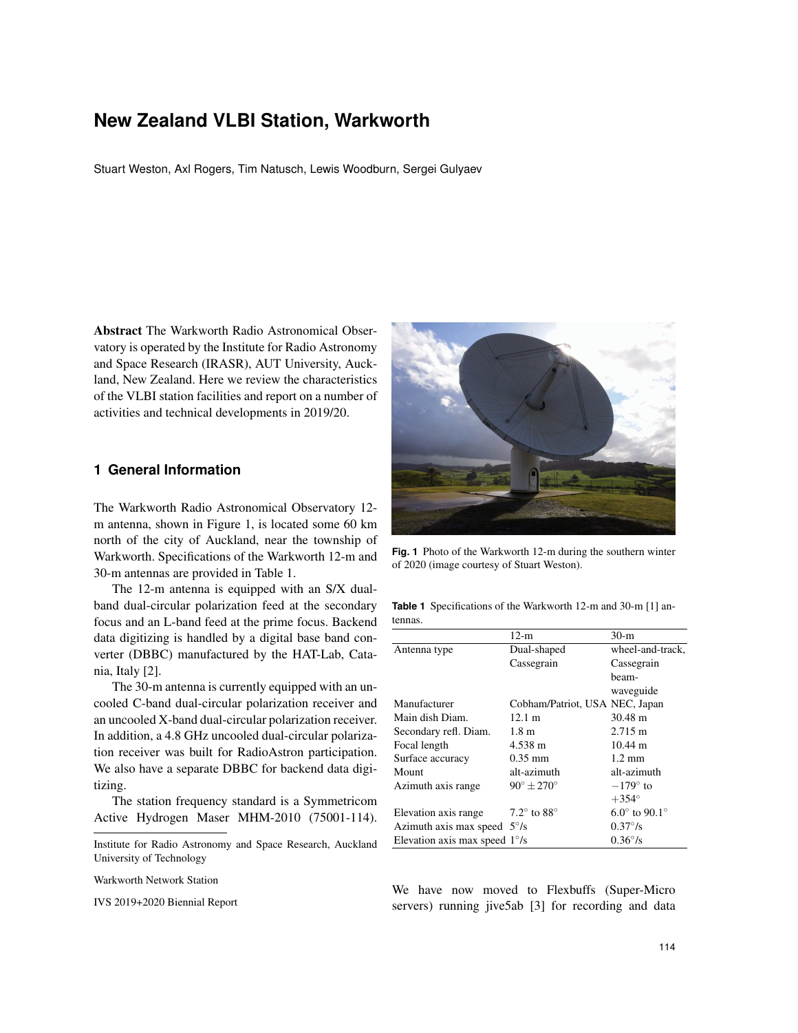# New Zealand VLBI Station, Warkworth

Stuart Weston, Axl Rogers, Tim Natusch, Lewis Woodburn, Sergei Gulyaev

**Abstract** The Warkworth Radio Astronomical Observatory is operated by the Institute for Radio Astronomy and Space Research (IRASR), AUT University, Auckland, New Zealand. Here we review the characteristics of the VLBI station facilities and report on a number of activities and technical developments in 2019/20.

## 1 General Information

The Warkworth Radio Astronomical Observatory 12-m antenna, shown in Figure 1, is located some 60 km north of the city of Auckland, near the township of Warkworth. Specifications of the Warkworth 12-m and 30-m antennas are provided in Table 1.

The 12-m antenna is equipped with an S/X dual-band dual-circular polarization feed at the secondary focus and an L-band feed at the prime focus. Backend data digitizing is handled by a digital base band converter (DBBC) manufactured by the HAT-Lab, Catania, Italy [2].

The 30-m antenna is currently equipped with an uncooled C-band dual-circular polarization receiver and an uncooled X-band dual-circular polarization receiver. In addition, a 4.8 GHz uncooled dual-circular polarization receiver was built for RadioAstron participation. We also have a separate DBBC for backend data digitizing.

The station frequency standard is a Symmetricom Active Hydrogen Maser MHM-2010 (75001-114). We have now moved to Flexbuffs (Super-Micro servers) running jive5ab [3] for recording and data

Institute for Radio Astronomy and Space Research, Auckland University of Technology

Warkworth Network Station

IVS 2019+2020 Biennial Report

**Fig. 1** Photo of the Warkworth 12-m during the southern winter of 2020 (image courtesy of Stuart Weston).

**Table 1** Specifications of the Warkworth 12-m and 30-m [1] antennas.

| | 12-m | 30-m |
|---|---|---|
| Antenna type | Dual-shaped Cassegrain | wheel-and-track, Cassegrain beam-waveguide |
| Manufacturer | Cobham/Patriot, USA | NEC, Japan |
| Main dish Diam. | 12.1 m | 30.48 m |
| Secondary refl. Diam. | 1.8 m | 2.715 m |
| Focal length | 4.538 m | 10.44 m |
| Surface accuracy | 0.35 mm | 1.2 mm |
| Mount | alt-azimuth | alt-azimuth |
| Azimuth axis range | $90^\circ \pm 270^\circ$ | $-179^\circ$ to $+354^\circ$ |
| Elevation axis range | $7.2^\circ$ to $88^\circ$ | $6.0^\circ$ to $90.1^\circ$ |
| Azimuth axis max speed | $5^\circ$/s | $0.37^\circ$/s |
| Elevation axis max speed | $1^\circ$/s | $0.36^\circ$/s |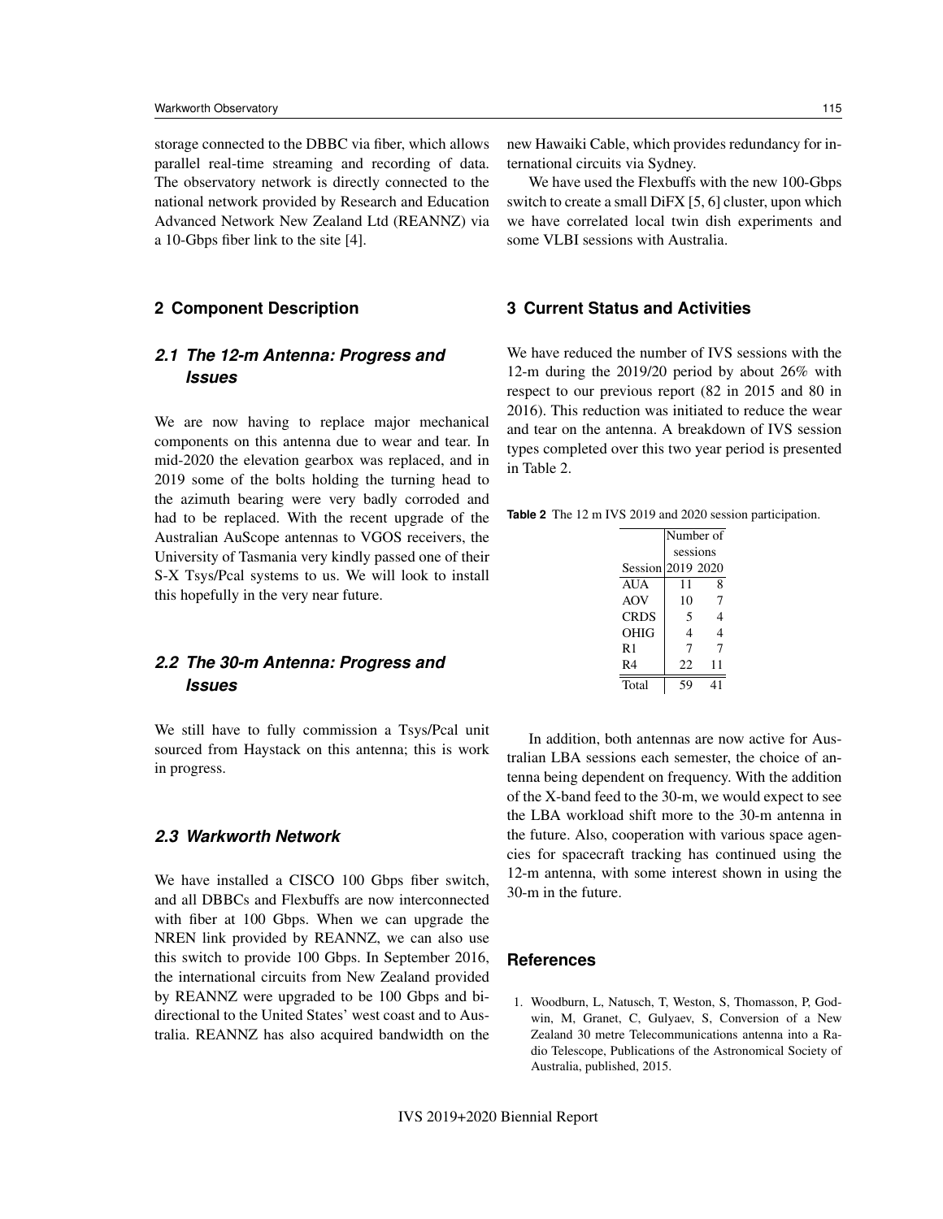storage connected to the DBBC via fiber, which allows parallel real-time streaming and recording of data. The observatory network is directly connected to the national network provided by Research and Education Advanced Network New Zealand Ltd (REANNZ) via a 10-Gbps fiber link to the site [4].

## 2 Component Description

### 2.1 The 12-m Antenna: Progress and Issues

We are now having to replace major mechanical components on this antenna due to wear and tear. In mid-2020 the elevation gearbox was replaced, and in 2019 some of the bolts holding the turning head to the azimuth bearing were very badly corroded and had to be replaced. With the recent upgrade of the Australian AuScope antennas to VGOS receivers, the University of Tasmania very kindly passed one of their S-X Tsys/Pcal systems to us. We will look to install this hopefully in the very near future.

### 2.2 The 30-m Antenna: Progress and Issues

We still have to fully commission a Tsys/Pcal unit sourced from Haystack on this antenna; this is work in progress.

### 2.3 Warkworth Network

We have installed a CISCO 100 Gbps fiber switch, and all DBBCs and Flexbuffs are now interconnected with fiber at 100 Gbps. When we can upgrade the NREN link provided by REANNZ, we can also use this switch to provide 100 Gbps. In September 2016, the international circuits from New Zealand provided by REANNZ were upgraded to be 100 Gbps and bi-directional to the United States' west coast and to Australia. REANNZ has also acquired bandwidth on the new Hawaiki Cable, which provides redundancy for international circuits via Sydney.

We have used the Flexbuffs with the new 100-Gbps switch to create a small DiFX [5, 6] cluster, upon which we have correlated local twin dish experiments and some VLBI sessions with Australia.

## 3 Current Status and Activities

We have reduced the number of IVS sessions with the 12-m during the 2019/20 period by about 26% with respect to our previous report (82 in 2015 and 80 in 2016). This reduction was initiated to reduce the wear and tear on the antenna. A breakdown of IVS session types completed over this two year period is presented in Table 2.

**Table 2** The 12 m IVS 2019 and 2020 session participation.

| Session | Number of sessions 2019 | 2020 |
|---|---|---|
| AUA | 11 | 8 |
| AOV | 10 | 7 |
| CRDS | 5 | 4 |
| OHIG | 4 | 4 |
| R1 | 7 | 7 |
| R4 | 22 | 11 |
| Total | 59 | 41 |

In addition, both antennas are now active for Australian LBA sessions each semester, the choice of antenna being dependent on frequency. With the addition of the X-band feed to the 30-m, we would expect to see the LBA workload shift more to the 30-m antenna in the future. Also, cooperation with various space agencies for spacecraft tracking has continued using the 12-m antenna, with some interest shown in using the 30-m in the future.

## References

1. Woodburn, L, Natusch, T, Weston, S, Thomasson, P, Godwin, M, Granet, C, Gulyaev, S, Conversion of a New Zealand 30 metre Telecommunications antenna into a Radio Telescope, Publications of the Astronomical Society of Australia, published, 2015.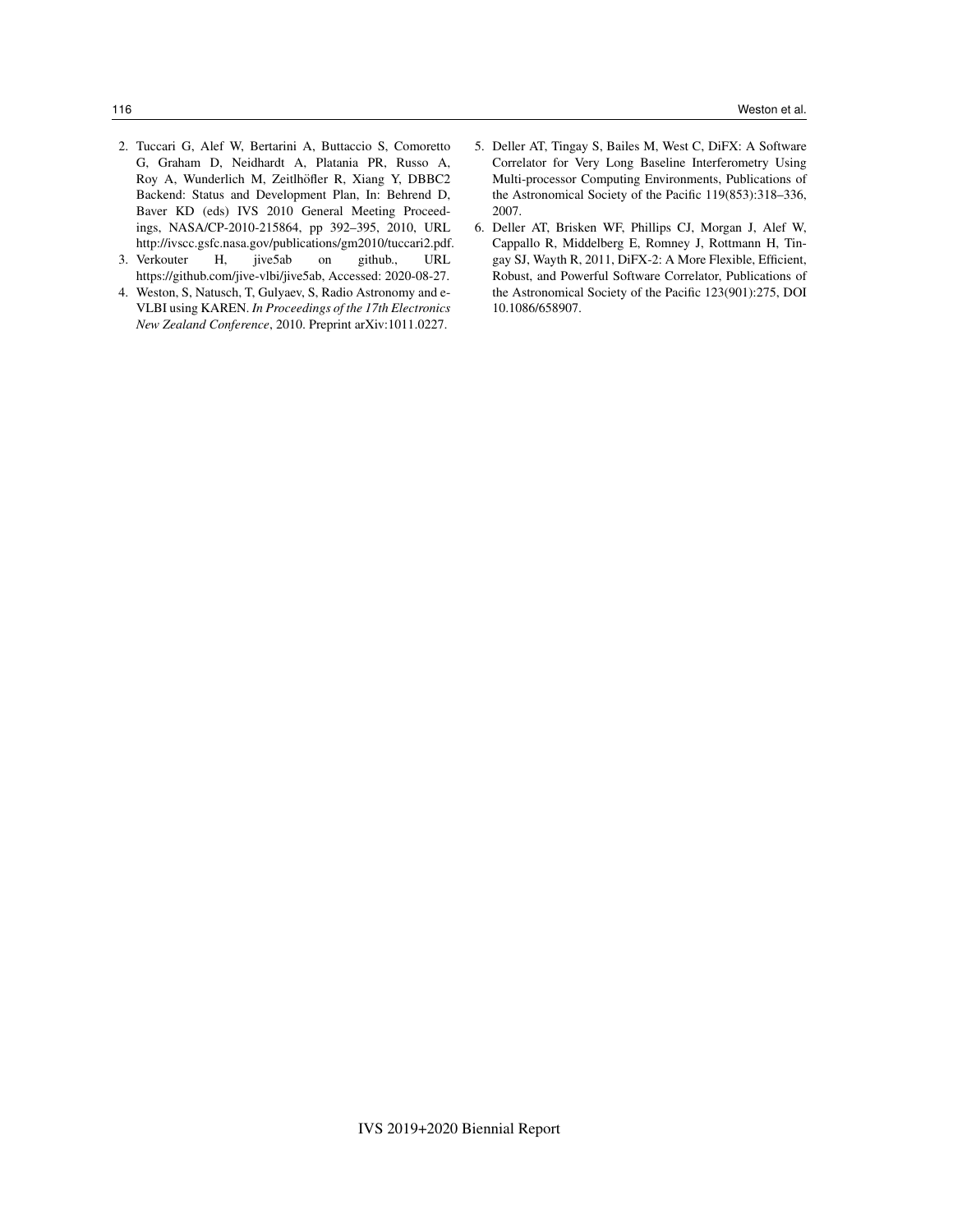2. Tuccari G, Alef W, Bertarini A, Buttaccio S, Comoretto G, Graham D, Neidhardt A, Platania PR, Russo A, Roy A, Wunderlich M, Zeitlhöfler R, Xiang Y, DBBC2 Backend: Status and Development Plan, In: Behrend D, Baver KD (eds) IVS 2010 General Meeting Proceedings, NASA/CP-2010-215864, pp 392–395, 2010, URL http://ivscc.gsfc.nasa.gov/publications/gm2010/tuccari2.pdf.
3. Verkouter H, jive5ab on github., URL https://github.com/jive-vlbi/jive5ab, Accessed: 2020-08-27.
4. Weston, S, Natusch, T, Gulyaev, S, Radio Astronomy and e-VLBI using KAREN. *In Proceedings of the 17th Electronics New Zealand Conference*, 2010. Preprint arXiv:1011.0227.
5. Deller AT, Tingay S, Bailes M, West C, DiFX: A Software Correlator for Very Long Baseline Interferometry Using Multi-processor Computing Environments, Publications of the Astronomical Society of the Pacific 119(853):318–336, 2007.
6. Deller AT, Brisken WF, Phillips CJ, Morgan J, Alef W, Cappallo R, Middelberg E, Romney J, Rottmann H, Tingay SJ, Wayth R, 2011, DiFX-2: A More Flexible, Efficient, Robust, and Powerful Software Correlator, Publications of the Astronomical Society of the Pacific 123(901):275, DOI 10.1086/658907.